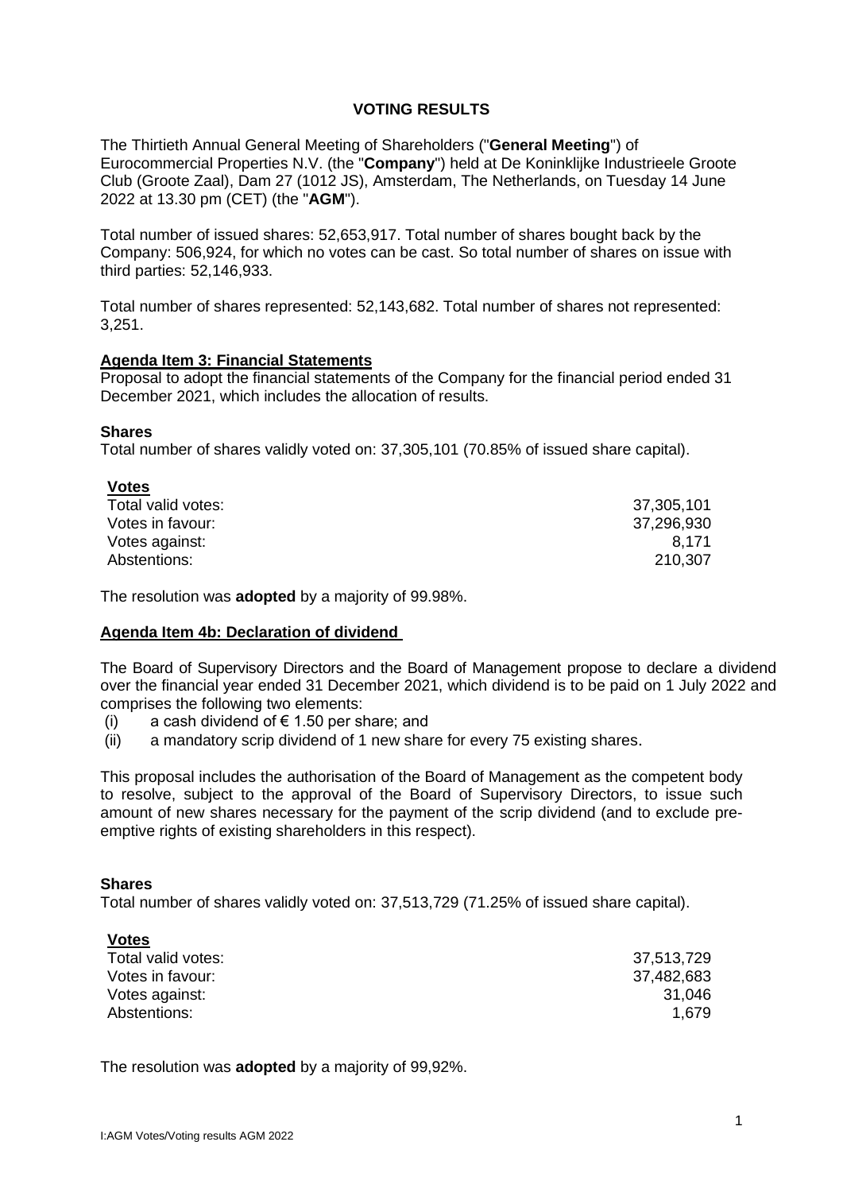# VOTING RESULTS

The Thirtieth Annual General Meeting of Shareholders ("**General Meeting**") of Eurocommercial Properties N.V. (the "**Company**") held at De Koninklijke Industrieele Groote Club (Groote Zaal), Dam 27 (1012 JS), Amsterdam, The Netherlands, on Tuesday 14 June 2022 at 13.30 pm (CET) (the "**AGM**").

Total number of issued shares: 52,653,917. Total number of shares bought back by the Company: 506,924, for which no votes can be cast. So total number of shares on issue with third parties: 52,146,933.

Total number of shares represented: 52,143,682. Total number of shares not represented: 3,251.

**Agenda Item 3: Financial Statements**

Proposal to adopt the financial statements of the Company for the financial period ended 31 December 2021, which includes the allocation of results.

**Shares**

Total number of shares validly voted on: 37,305,101 (70.85% of issued share capital).

| **Votes** | |
|---|---|
| Total valid votes: | 37,305,101 |
| Votes in favour: | 37,296,930 |
| Votes against: | 8,171 |
| Abstentions: | 210,307 |

The resolution was **adopted** by a majority of 99.98%.

**Agenda Item 4b: Declaration of dividend**

The Board of Supervisory Directors and the Board of Management propose to declare a dividend over the financial year ended 31 December 2021, which dividend is to be paid on 1 July 2022 and comprises the following two elements:

(i) a cash dividend of € 1.50 per share; and
(ii) a mandatory scrip dividend of 1 new share for every 75 existing shares.

This proposal includes the authorisation of the Board of Management as the competent body to resolve, subject to the approval of the Board of Supervisory Directors, to issue such amount of new shares necessary for the payment of the scrip dividend (and to exclude pre-emptive rights of existing shareholders in this respect).

**Shares**

Total number of shares validly voted on: 37,513,729 (71.25% of issued share capital).

| **Votes** | |
|---|---|
| Total valid votes: | 37,513,729 |
| Votes in favour: | 37,482,683 |
| Votes against: | 31,046 |
| Abstentions: | 1,679 |

The resolution was **adopted** by a majority of 99,92%.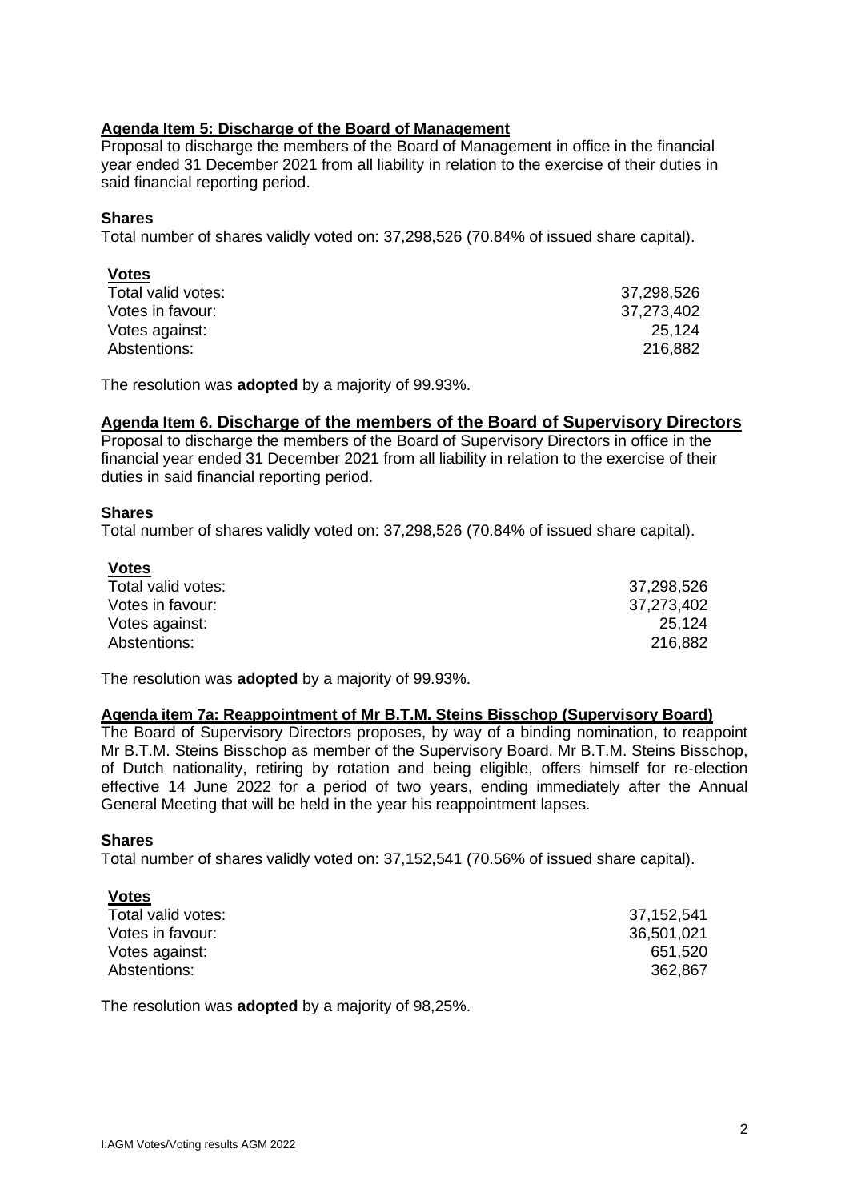**Agenda Item 5: Discharge of the Board of Management**

Proposal to discharge the members of the Board of Management in office in the financial year ended 31 December 2021 from all liability in relation to the exercise of their duties in said financial reporting period.

**Shares**

Total number of shares validly voted on: 37,298,526 (70.84% of issued share capital).

| **Votes** | |
|---|---|
| Total valid votes: | 37,298,526 |
| Votes in favour: | 37,273,402 |
| Votes against: | 25,124 |
| Abstentions: | 216,882 |

The resolution was **adopted** by a majority of 99.93%.

**Agenda Item 6. Discharge of the members of the Board of Supervisory Directors**

Proposal to discharge the members of the Board of Supervisory Directors in office in the financial year ended 31 December 2021 from all liability in relation to the exercise of their duties in said financial reporting period.

**Shares**

Total number of shares validly voted on: 37,298,526 (70.84% of issued share capital).

| **Votes** | |
|---|---|
| Total valid votes: | 37,298,526 |
| Votes in favour: | 37,273,402 |
| Votes against: | 25,124 |
| Abstentions: | 216,882 |

The resolution was **adopted** by a majority of 99.93%.

**Agenda item 7a: Reappointment of Mr B.T.M. Steins Bisschop (Supervisory Board)**

The Board of Supervisory Directors proposes, by way of a binding nomination, to reappoint Mr B.T.M. Steins Bisschop as member of the Supervisory Board. Mr B.T.M. Steins Bisschop, of Dutch nationality, retiring by rotation and being eligible, offers himself for re-election effective 14 June 2022 for a period of two years, ending immediately after the Annual General Meeting that will be held in the year his reappointment lapses.

**Shares**

Total number of shares validly voted on: 37,152,541 (70.56% of issued share capital).

| **Votes** | |
|---|---|
| Total valid votes: | 37,152,541 |
| Votes in favour: | 36,501,021 |
| Votes against: | 651,520 |
| Abstentions: | 362,867 |

The resolution was **adopted** by a majority of 98,25%.

I:AGM Votes/Voting results AGM 2022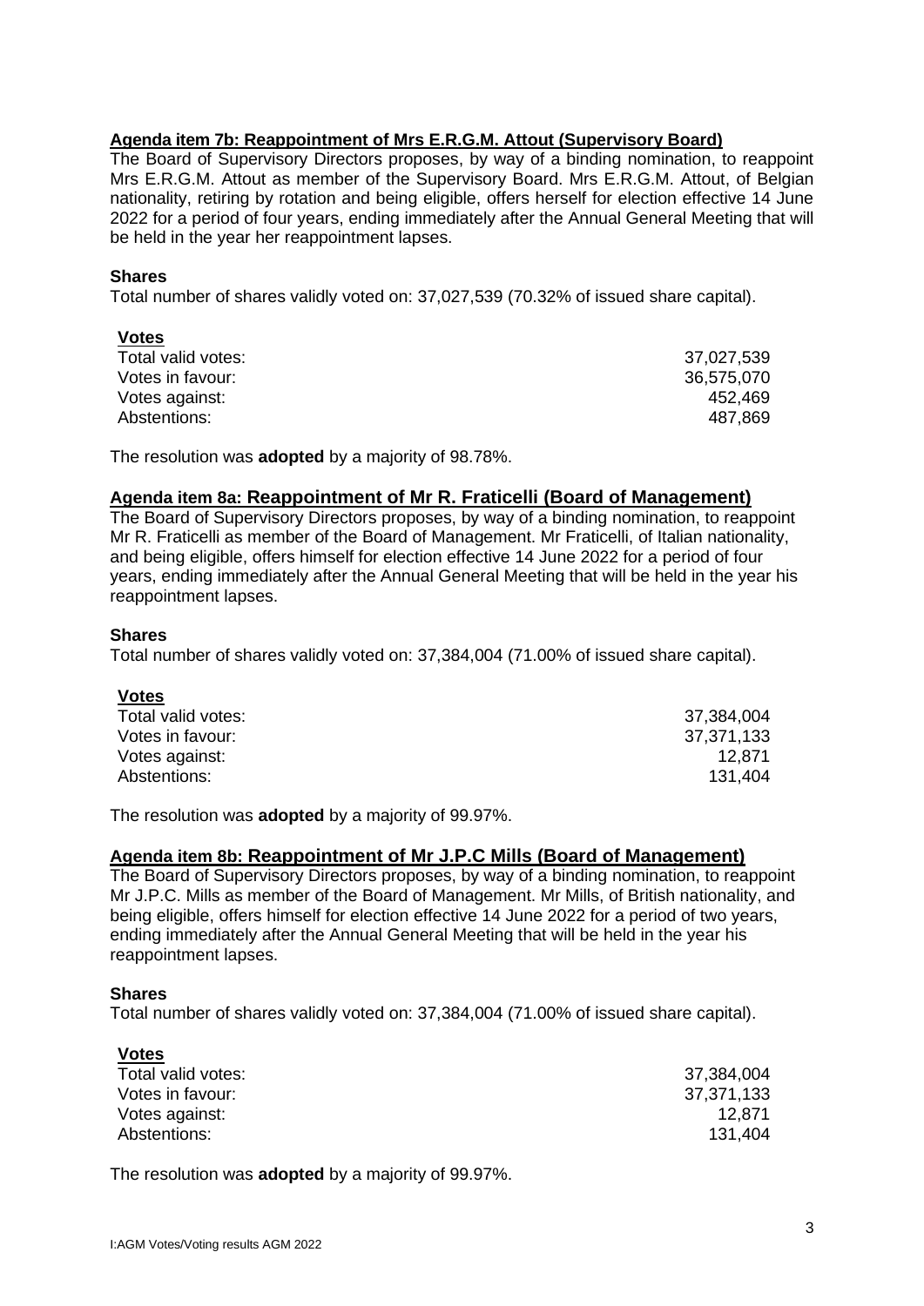**Agenda item 7b: Reappointment of Mrs E.R.G.M. Attout (Supervisory Board)**

The Board of Supervisory Directors proposes, by way of a binding nomination, to reappoint Mrs E.R.G.M. Attout as member of the Supervisory Board. Mrs E.R.G.M. Attout, of Belgian nationality, retiring by rotation and being eligible, offers herself for election effective 14 June 2022 for a period of four years, ending immediately after the Annual General Meeting that will be held in the year her reappointment lapses.

**Shares**

Total number of shares validly voted on: 37,027,539 (70.32% of issued share capital).

| Votes | |
|---|---:|
| Total valid votes: | 37,027,539 |
| Votes in favour: | 36,575,070 |
| Votes against: | 452,469 |
| Abstentions: | 487,869 |

The resolution was **adopted** by a majority of 98.78%.

**Agenda item 8a: Reappointment of Mr R. Fraticelli (Board of Management)**

The Board of Supervisory Directors proposes, by way of a binding nomination, to reappoint Mr R. Fraticelli as member of the Board of Management. Mr Fraticelli, of Italian nationality, and being eligible, offers himself for election effective 14 June 2022 for a period of four years, ending immediately after the Annual General Meeting that will be held in the year his reappointment lapses.

**Shares**

Total number of shares validly voted on: 37,384,004 (71.00% of issued share capital).

| Votes | |
|---|---:|
| Total valid votes: | 37,384,004 |
| Votes in favour: | 37,371,133 |
| Votes against: | 12,871 |
| Abstentions: | 131,404 |

The resolution was **adopted** by a majority of 99.97%.

**Agenda item 8b: Reappointment of Mr J.P.C Mills (Board of Management)**

The Board of Supervisory Directors proposes, by way of a binding nomination, to reappoint Mr J.P.C. Mills as member of the Board of Management. Mr Mills, of British nationality, and being eligible, offers himself for election effective 14 June 2022 for a period of two years, ending immediately after the Annual General Meeting that will be held in the year his reappointment lapses.

**Shares**

Total number of shares validly voted on: 37,384,004 (71.00% of issued share capital).

| Votes | |
|---|---:|
| Total valid votes: | 37,384,004 |
| Votes in favour: | 37,371,133 |
| Votes against: | 12,871 |
| Abstentions: | 131,404 |

The resolution was **adopted** by a majority of 99.97%.

I:AGM Votes/Voting results AGM 2022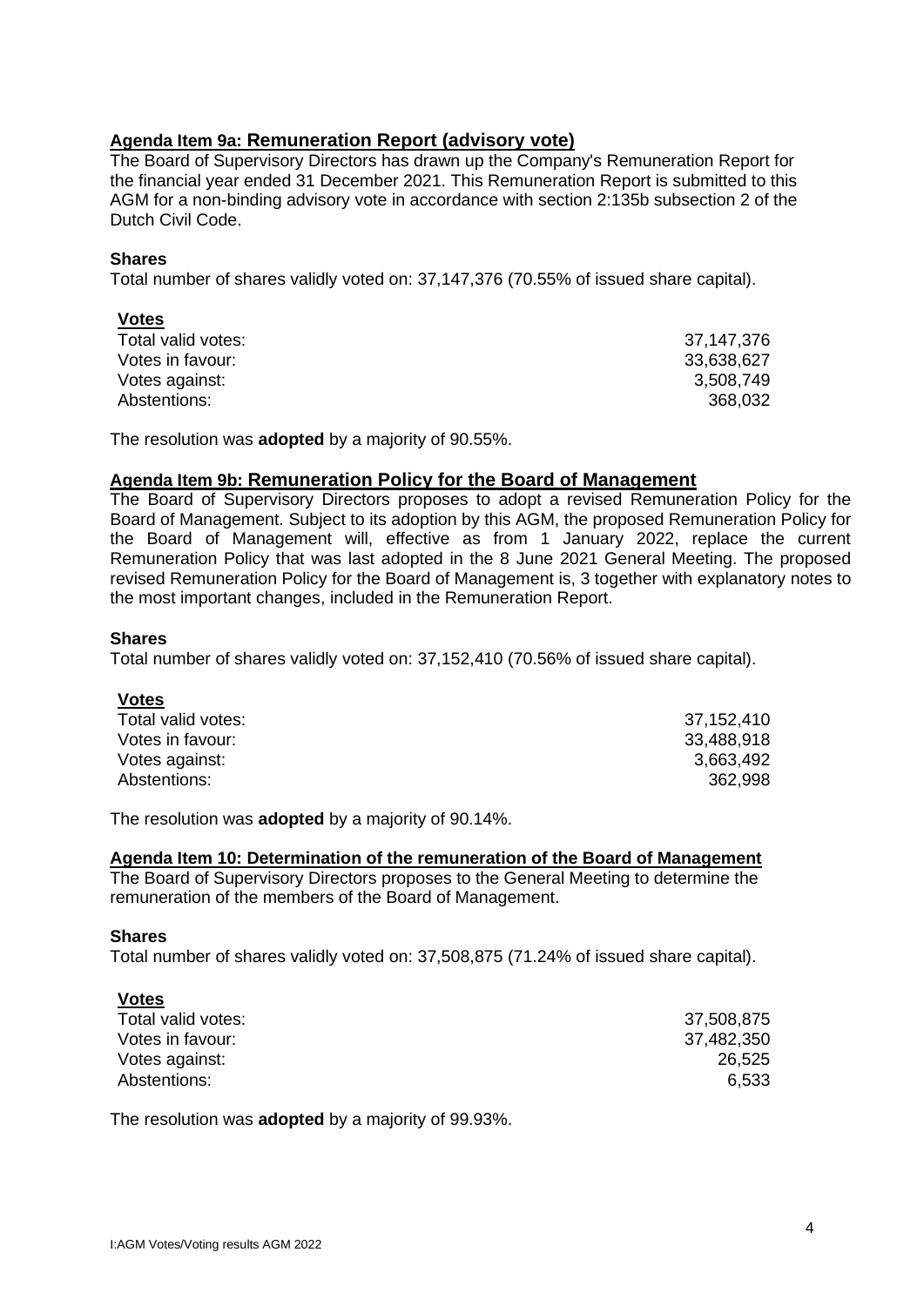**Agenda Item 9a: Remuneration Report (advisory vote)**

The Board of Supervisory Directors has drawn up the Company's Remuneration Report for the financial year ended 31 December 2021. This Remuneration Report is submitted to this AGM for a non-binding advisory vote in accordance with section 2:135b subsection 2 of the Dutch Civil Code.

**Shares**

Total number of shares validly voted on: 37,147,376 (70.55% of issued share capital).

| **Votes** | |
|---|---|
| Total valid votes: | 37,147,376 |
| Votes in favour: | 33,638,627 |
| Votes against: | 3,508,749 |
| Abstentions: | 368,032 |

The resolution was **adopted** by a majority of 90.55%.

**Agenda Item 9b: Remuneration Policy for the Board of Management**

The Board of Supervisory Directors proposes to adopt a revised Remuneration Policy for the Board of Management. Subject to its adoption by this AGM, the proposed Remuneration Policy for the Board of Management will, effective as from 1 January 2022, replace the current Remuneration Policy that was last adopted in the 8 June 2021 General Meeting. The proposed revised Remuneration Policy for the Board of Management is, 3 together with explanatory notes to the most important changes, included in the Remuneration Report.

**Shares**

Total number of shares validly voted on: 37,152,410 (70.56% of issued share capital).

| **Votes** | |
|---|---|
| Total valid votes: | 37,152,410 |
| Votes in favour: | 33,488,918 |
| Votes against: | 3,663,492 |
| Abstentions: | 362,998 |

The resolution was **adopted** by a majority of 90.14%.

**Agenda Item 10: Determination of the remuneration of the Board of Management**

The Board of Supervisory Directors proposes to the General Meeting to determine the remuneration of the members of the Board of Management.

**Shares**

Total number of shares validly voted on: 37,508,875 (71.24% of issued share capital).

| **Votes** | |
|---|---|
| Total valid votes: | 37,508,875 |
| Votes in favour: | 37,482,350 |
| Votes against: | 26,525 |
| Abstentions: | 6,533 |

The resolution was **adopted** by a majority of 99.93%.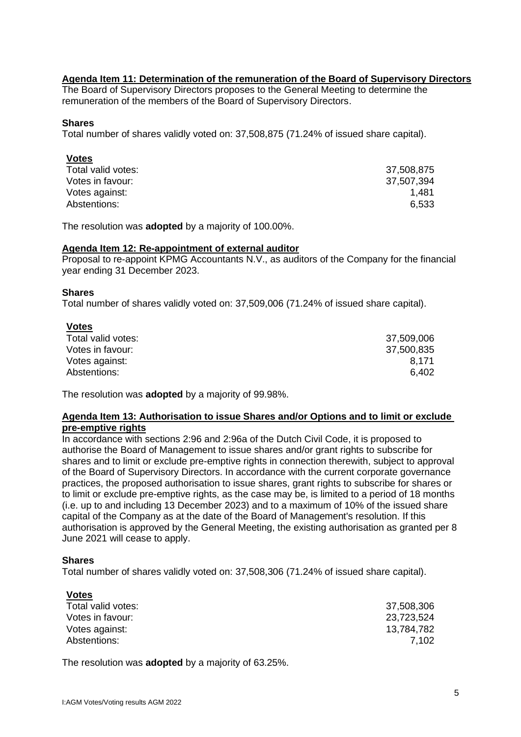**Agenda Item 11: Determination of the remuneration of the Board of Supervisory Directors**

The Board of Supervisory Directors proposes to the General Meeting to determine the remuneration of the members of the Board of Supervisory Directors.

**Shares**

Total number of shares validly voted on: 37,508,875 (71.24% of issued share capital).

| **Votes** | |
|---|---|
| Total valid votes: | 37,508,875 |
| Votes in favour: | 37,507,394 |
| Votes against: | 1,481 |
| Abstentions: | 6,533 |

The resolution was **adopted** by a majority of 100.00%.

**Agenda Item 12: Re-appointment of external auditor**

Proposal to re-appoint KPMG Accountants N.V., as auditors of the Company for the financial year ending 31 December 2023.

**Shares**

Total number of shares validly voted on: 37,509,006 (71.24% of issued share capital).

| **Votes** | |
|---|---|
| Total valid votes: | 37,509,006 |
| Votes in favour: | 37,500,835 |
| Votes against: | 8,171 |
| Abstentions: | 6,402 |

The resolution was **adopted** by a majority of 99.98%.

**Agenda Item 13: Authorisation to issue Shares and/or Options and to limit or exclude pre-emptive rights**

In accordance with sections 2:96 and 2:96a of the Dutch Civil Code, it is proposed to authorise the Board of Management to issue shares and/or grant rights to subscribe for shares and to limit or exclude pre-emptive rights in connection therewith, subject to approval of the Board of Supervisory Directors. In accordance with the current corporate governance practices, the proposed authorisation to issue shares, grant rights to subscribe for shares or to limit or exclude pre-emptive rights, as the case may be, is limited to a period of 18 months (i.e. up to and including 13 December 2023) and to a maximum of 10% of the issued share capital of the Company as at the date of the Board of Management's resolution. If this authorisation is approved by the General Meeting, the existing authorisation as granted per 8 June 2021 will cease to apply.

**Shares**

Total number of shares validly voted on: 37,508,306 (71.24% of issued share capital).

| **Votes** | |
|---|---|
| Total valid votes: | 37,508,306 |
| Votes in favour: | 23,723,524 |
| Votes against: | 13,784,782 |
| Abstentions: | 7,102 |

The resolution was **adopted** by a majority of 63.25%.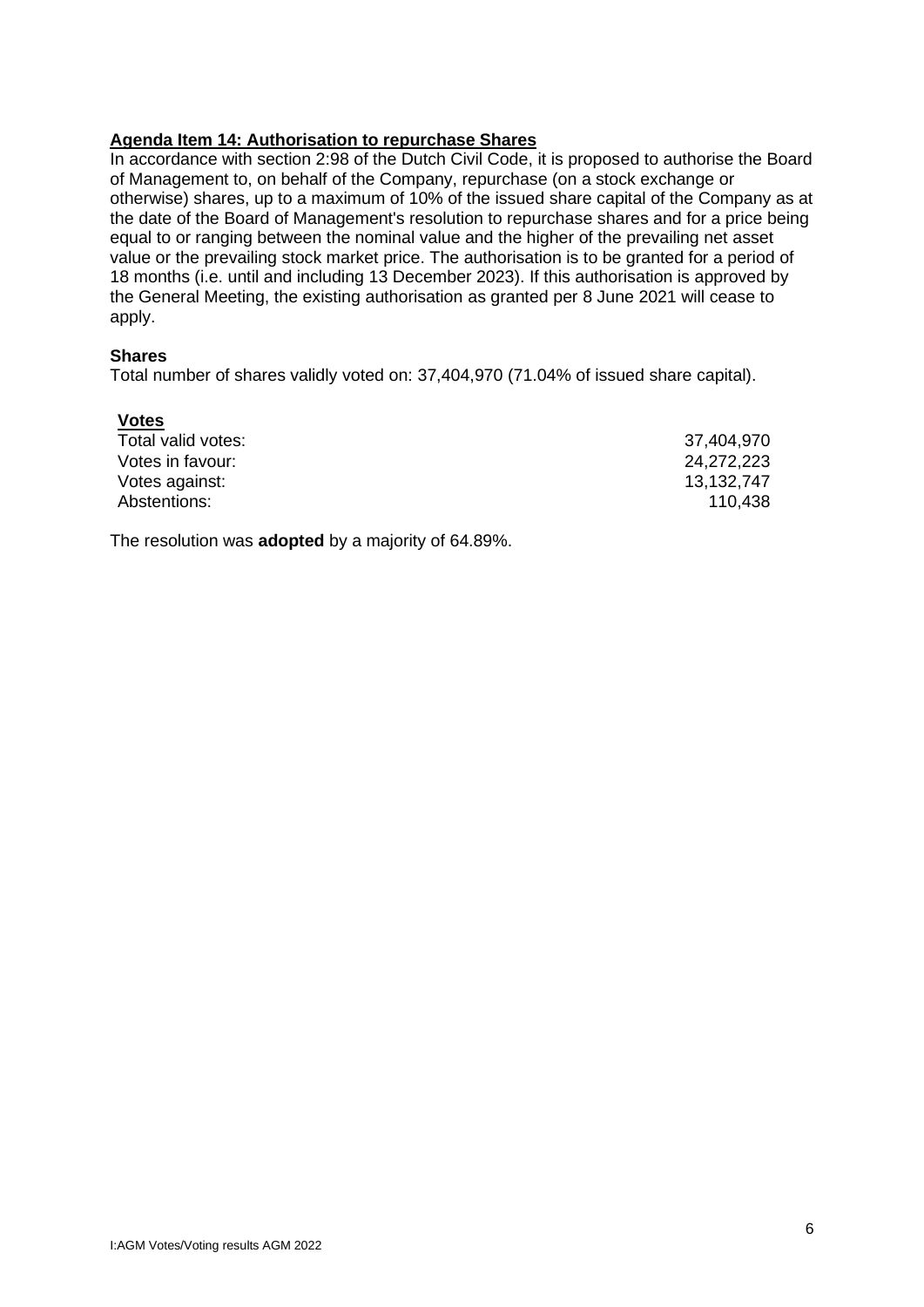**Agenda Item 14: Authorisation to repurchase Shares**

In accordance with section 2:98 of the Dutch Civil Code, it is proposed to authorise the Board of Management to, on behalf of the Company, repurchase (on a stock exchange or otherwise) shares, up to a maximum of 10% of the issued share capital of the Company as at the date of the Board of Management's resolution to repurchase shares and for a price being equal to or ranging between the nominal value and the higher of the prevailing net asset value or the prevailing stock market price. The authorisation is to be granted for a period of 18 months (i.e. until and including 13 December 2023). If this authorisation is approved by the General Meeting, the existing authorisation as granted per 8 June 2021 will cease to apply.

**Shares**

Total number of shares validly voted on: 37,404,970 (71.04% of issued share capital).

| **Votes** | |
|---|---|
| Total valid votes: | 37,404,970 |
| Votes in favour: | 24,272,223 |
| Votes against: | 13,132,747 |
| Abstentions: | 110,438 |

The resolution was **adopted** by a majority of 64.89%.

I:AGM Votes/Voting results AGM 2022